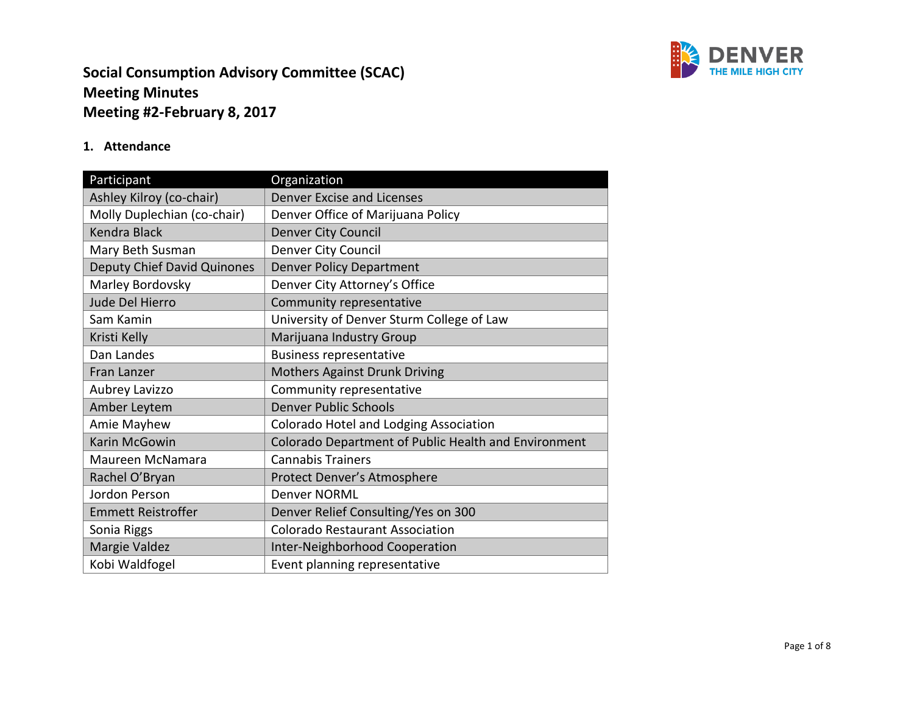# Social Consumption Advisory Committee (SCAC)
# Meeting Minutes
# Meeting #2-February 8, 2017

## 1. Attendance

| Participant | Organization |
| --- | --- |
| Ashley Kilroy (co-chair) | Denver Excise and Licenses |
| Molly Duplechian (co-chair) | Denver Office of Marijuana Policy |
| Kendra Black | Denver City Council |
| Mary Beth Susman | Denver City Council |
| Deputy Chief David Quinones | Denver Policy Department |
| Marley Bordovsky | Denver City Attorney's Office |
| Jude Del Hierro | Community representative |
| Sam Kamin | University of Denver Sturm College of Law |
| Kristi Kelly | Marijuana Industry Group |
| Dan Landes | Business representative |
| Fran Lanzer | Mothers Against Drunk Driving |
| Aubrey Lavizzo | Community representative |
| Amber Leytem | Denver Public Schools |
| Amie Mayhew | Colorado Hotel and Lodging Association |
| Karin McGowin | Colorado Department of Public Health and Environment |
| Maureen McNamara | Cannabis Trainers |
| Rachel O'Bryan | Protect Denver's Atmosphere |
| Jordon Person | Denver NORML |
| Emmett Reistroffer | Denver Relief Consulting/Yes on 300 |
| Sonia Riggs | Colorado Restaurant Association |
| Margie Valdez | Inter-Neighborhood Cooperation |
| Kobi Waldfogel | Event planning representative |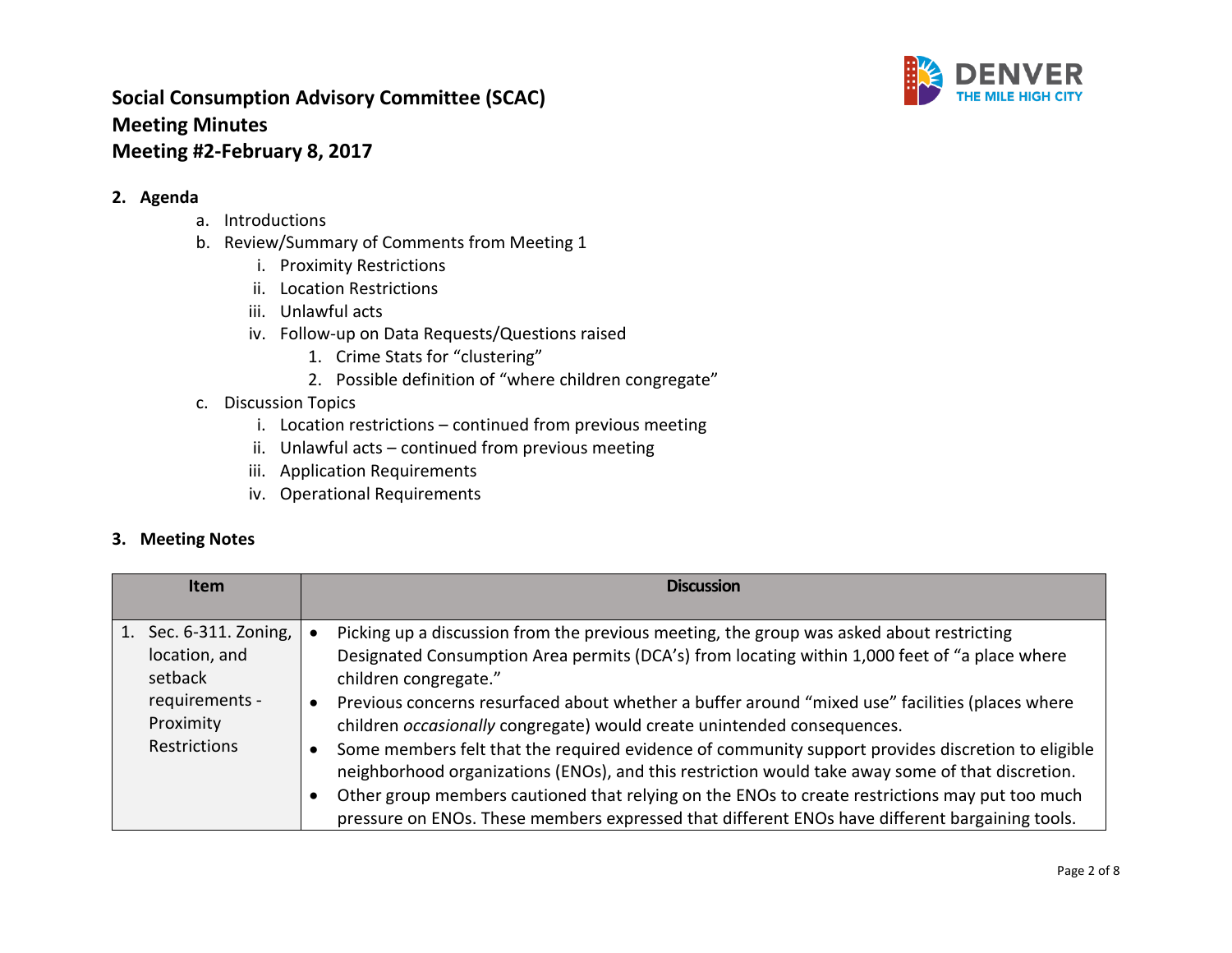**Social Consumption Advisory Committee (SCAC)**
**Meeting Minutes**
**Meeting #2-February 8, 2017**

## 2. Agenda

a. Introductions
b. Review/Summary of Comments from Meeting 1
    i. Proximity Restrictions
    ii. Location Restrictions
    iii. Unlawful acts
    iv. Follow-up on Data Requests/Questions raised
        1. Crime Stats for "clustering"
        2. Possible definition of "where children congregate"
c. Discussion Topics
    i. Location restrictions – continued from previous meeting
    ii. Unlawful acts – continued from previous meeting
    iii. Application Requirements
    iv. Operational Requirements

## 3. Meeting Notes

| Item | Discussion |
|---|---|
| 1. Sec. 6-311. Zoning, location, and setback requirements - Proximity Restrictions | • Picking up a discussion from the previous meeting, the group was asked about restricting Designated Consumption Area permits (DCA's) from locating within 1,000 feet of "a place where children congregate." <br> • Previous concerns resurfaced about whether a buffer around "mixed use" facilities (places where children *occasionally* congregate) would create unintended consequences. <br> • Some members felt that the required evidence of community support provides discretion to eligible neighborhood organizations (ENOs), and this restriction would take away some of that discretion. <br> • Other group members cautioned that relying on the ENOs to create restrictions may put too much pressure on ENOs. These members expressed that different ENOs have different bargaining tools. |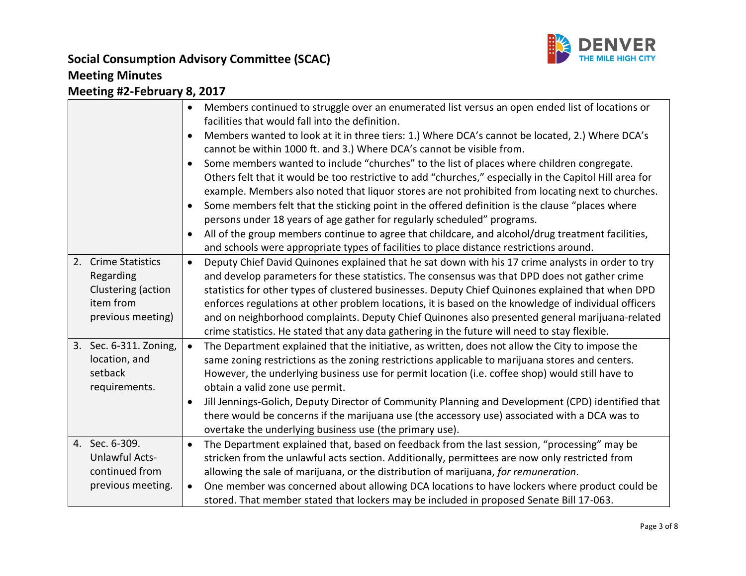# Social Consumption Advisory Committee (SCAC)

## Meeting Minutes

## Meeting #2-February 8, 2017

| | |
|---|---|
| | • Members continued to struggle over an enumerated list versus an open ended list of locations or facilities that would fall into the definition.<br>• Members wanted to look at it in three tiers: 1.) Where DCA's cannot be located, 2.) Where DCA's cannot be within 1000 ft. and 3.) Where DCA's cannot be visible from.<br>• Some members wanted to include "churches" to the list of places where children congregate. Others felt that it would be too restrictive to add "churches," especially in the Capitol Hill area for example. Members also noted that liquor stores are not prohibited from locating next to churches.<br>• Some members felt that the sticking point in the offered definition is the clause "places where persons under 18 years of age gather for regularly scheduled" programs.<br>• All of the group members continue to agree that childcare, and alcohol/drug treatment facilities, and schools were appropriate types of facilities to place distance restrictions around. |
| 2. Crime Statistics Regarding Clustering (action item from previous meeting) | • Deputy Chief David Quinones explained that he sat down with his 17 crime analysts in order to try and develop parameters for these statistics. The consensus was that DPD does not gather crime statistics for other types of clustered businesses. Deputy Chief Quinones explained that when DPD enforces regulations at other problem locations, it is based on the knowledge of individual officers and on neighborhood complaints. Deputy Chief Quinones also presented general marijuana-related crime statistics. He stated that any data gathering in the future will need to stay flexible. |
| 3. Sec. 6-311. Zoning, location, and setback requirements. | • The Department explained that the initiative, as written, does not allow the City to impose the same zoning restrictions as the zoning restrictions applicable to marijuana stores and centers. However, the underlying business use for permit location (i.e. coffee shop) would still have to obtain a valid zone use permit.<br>• Jill Jennings-Golich, Deputy Director of Community Planning and Development (CPD) identified that there would be concerns if the marijuana use (the accessory use) associated with a DCA was to overtake the underlying business use (the primary use). |
| 4. Sec. 6-309. Unlawful Acts- continued from previous meeting. | • The Department explained that, based on feedback from the last session, "processing" may be stricken from the unlawful acts section. Additionally, permittees are now only restricted from allowing the sale of marijuana, or the distribution of marijuana, *for remuneration*.<br>• One member was concerned about allowing DCA locations to have lockers where product could be stored. That member stated that lockers may be included in proposed Senate Bill 17-063. |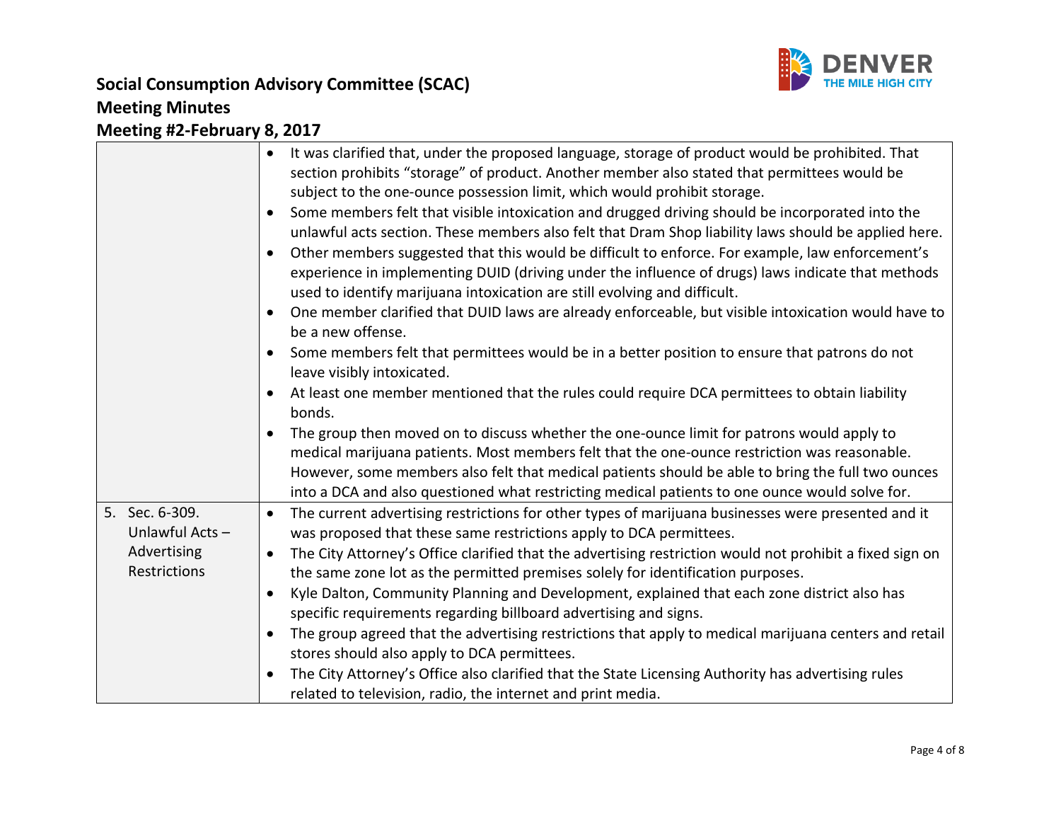# Social Consumption Advisory Committee (SCAC)
## Meeting Minutes
## Meeting #2-February 8, 2017

| | |
|---|---|
| | • It was clarified that, under the proposed language, storage of product would be prohibited. That section prohibits "storage" of product. Another member also stated that permittees would be subject to the one-ounce possession limit, which would prohibit storage.<br>• Some members felt that visible intoxication and drugged driving should be incorporated into the unlawful acts section. These members also felt that Dram Shop liability laws should be applied here.<br>• Other members suggested that this would be difficult to enforce. For example, law enforcement's experience in implementing DUID (driving under the influence of drugs) laws indicate that methods used to identify marijuana intoxication are still evolving and difficult.<br>• One member clarified that DUID laws are already enforceable, but visible intoxication would have to be a new offense.<br>• Some members felt that permittees would be in a better position to ensure that patrons do not leave visibly intoxicated.<br>• At least one member mentioned that the rules could require DCA permittees to obtain liability bonds.<br>• The group then moved on to discuss whether the one-ounce limit for patrons would apply to medical marijuana patients. Most members felt that the one-ounce restriction was reasonable. However, some members also felt that medical patients should be able to bring the full two ounces into a DCA and also questioned what restricting medical patients to one ounce would solve for. |
| 5. Sec. 6-309. Unlawful Acts – Advertising Restrictions | • The current advertising restrictions for other types of marijuana businesses were presented and it was proposed that these same restrictions apply to DCA permittees.<br>• The City Attorney's Office clarified that the advertising restriction would not prohibit a fixed sign on the same zone lot as the permitted premises solely for identification purposes.<br>• Kyle Dalton, Community Planning and Development, explained that each zone district also has specific requirements regarding billboard advertising and signs.<br>• The group agreed that the advertising restrictions that apply to medical marijuana centers and retail stores should also apply to DCA permittees.<br>• The City Attorney's Office also clarified that the State Licensing Authority has advertising rules related to television, radio, the internet and print media. |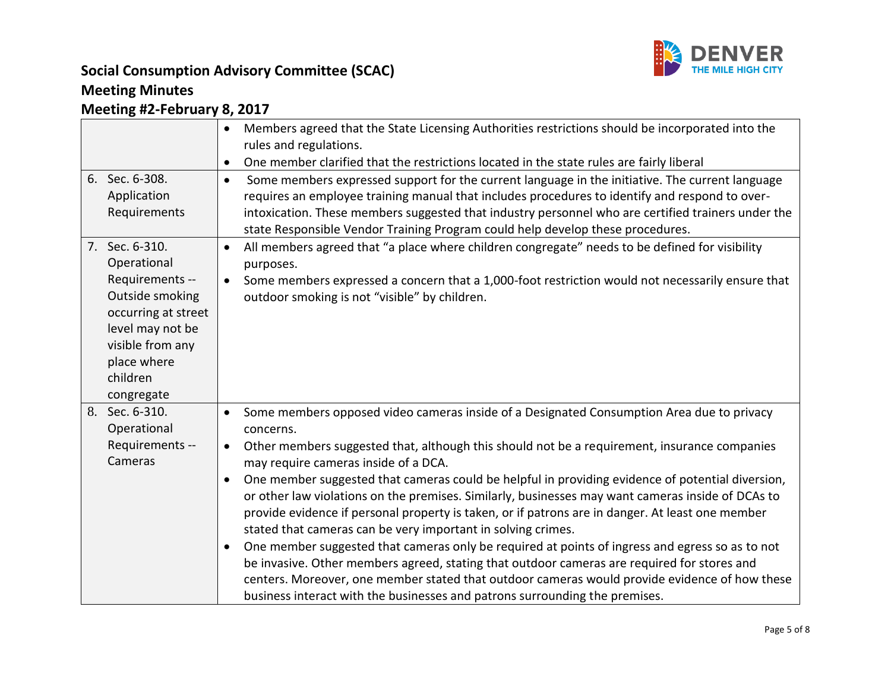**Social Consumption Advisory Committee (SCAC)**
**Meeting Minutes**
**Meeting #2-February 8, 2017**

| | |
|---|---|
| | • Members agreed that the State Licensing Authorities restrictions should be incorporated into the rules and regulations.<br>• One member clarified that the restrictions located in the state rules are fairly liberal |
| 6. Sec. 6-308. Application Requirements | • Some members expressed support for the current language in the initiative. The current language requires an employee training manual that includes procedures to identify and respond to over-intoxication. These members suggested that industry personnel who are certified trainers under the state Responsible Vendor Training Program could help develop these procedures. |
| 7. Sec. 6-310. Operational Requirements -- Outside smoking occurring at street level may not be visible from any place where children congregate | • All members agreed that "a place where children congregate" needs to be defined for visibility purposes.<br>• Some members expressed a concern that a 1,000-foot restriction would not necessarily ensure that outdoor smoking is not "visible" by children. |
| 8. Sec. 6-310. Operational Requirements -- Cameras | • Some members opposed video cameras inside of a Designated Consumption Area due to privacy concerns.<br>• Other members suggested that, although this should not be a requirement, insurance companies may require cameras inside of a DCA.<br>• One member suggested that cameras could be helpful in providing evidence of potential diversion, or other law violations on the premises. Similarly, businesses may want cameras inside of DCAs to provide evidence if personal property is taken, or if patrons are in danger. At least one member stated that cameras can be very important in solving crimes.<br>• One member suggested that cameras only be required at points of ingress and egress so as to not be invasive. Other members agreed, stating that outdoor cameras are required for stores and centers. Moreover, one member stated that outdoor cameras would provide evidence of how these business interact with the businesses and patrons surrounding the premises. |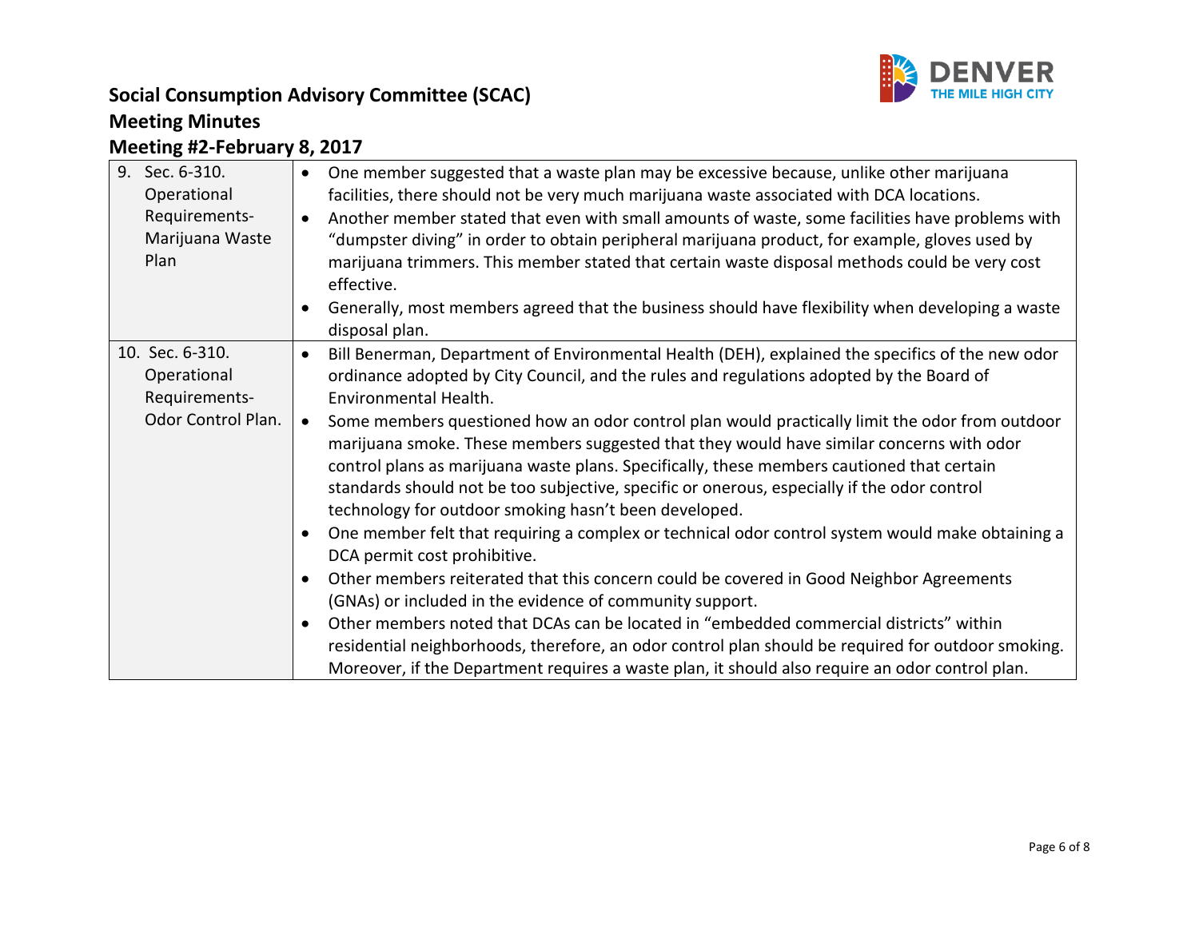**Social Consumption Advisory Committee (SCAC)**
**Meeting Minutes**
**Meeting #2-February 8, 2017**

| | |
|---|---|
| 9. Sec. 6-310. Operational Requirements-Marijuana Waste Plan | • One member suggested that a waste plan may be excessive because, unlike other marijuana facilities, there should not be very much marijuana waste associated with DCA locations.<br>• Another member stated that even with small amounts of waste, some facilities have problems with "dumpster diving" in order to obtain peripheral marijuana product, for example, gloves used by marijuana trimmers. This member stated that certain waste disposal methods could be very cost effective.<br>• Generally, most members agreed that the business should have flexibility when developing a waste disposal plan. |
| 10. Sec. 6-310. Operational Requirements-Odor Control Plan. | • Bill Benerman, Department of Environmental Health (DEH), explained the specifics of the new odor ordinance adopted by City Council, and the rules and regulations adopted by the Board of Environmental Health.<br>• Some members questioned how an odor control plan would practically limit the odor from outdoor marijuana smoke. These members suggested that they would have similar concerns with odor control plans as marijuana waste plans. Specifically, these members cautioned that certain standards should not be too subjective, specific or onerous, especially if the odor control technology for outdoor smoking hasn't been developed.<br>• One member felt that requiring a complex or technical odor control system would make obtaining a DCA permit cost prohibitive.<br>• Other members reiterated that this concern could be covered in Good Neighbor Agreements (GNAs) or included in the evidence of community support.<br>• Other members noted that DCAs can be located in "embedded commercial districts" within residential neighborhoods, therefore, an odor control plan should be required for outdoor smoking. Moreover, if the Department requires a waste plan, it should also require an odor control plan. |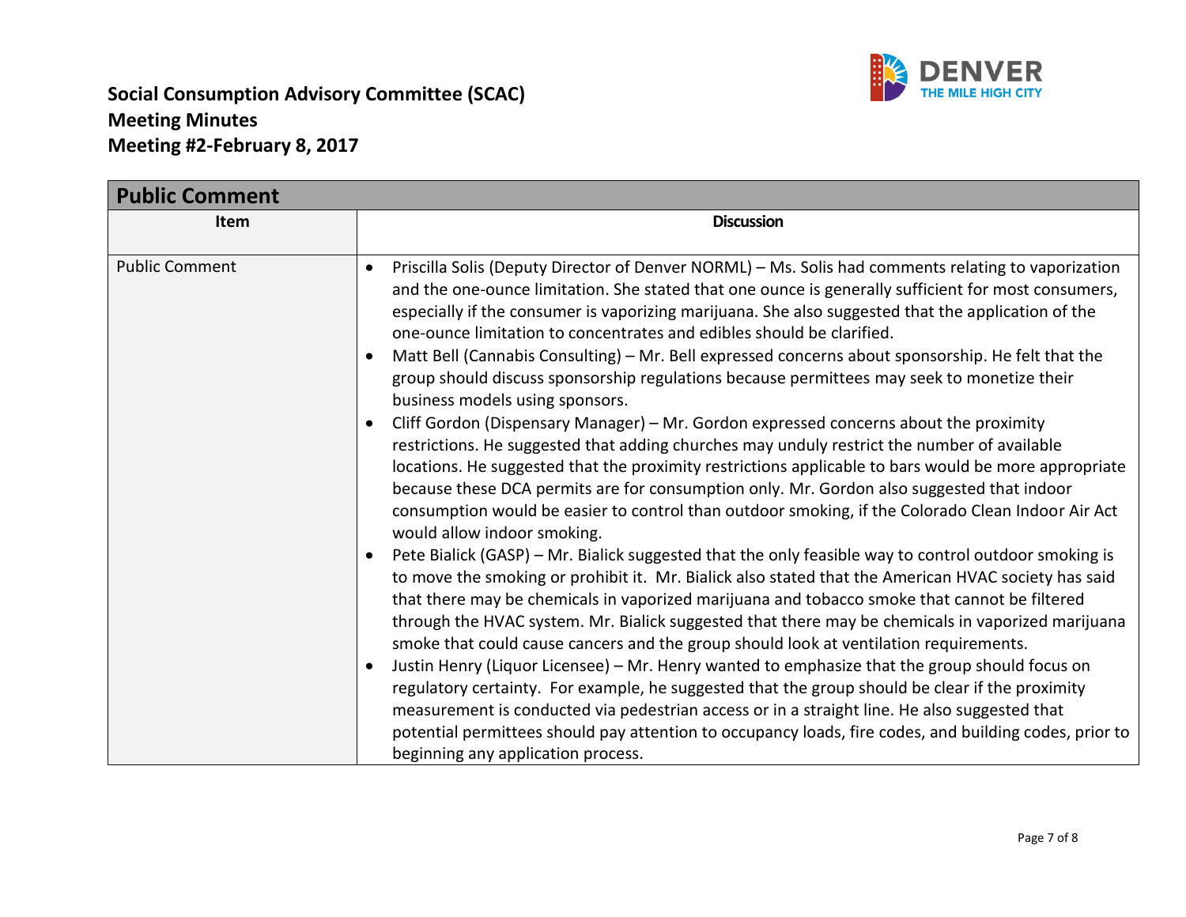**Social Consumption Advisory Committee (SCAC)**
**Meeting Minutes**
**Meeting #2-February 8, 2017**

| **Public Comment** | |
|---|---|
| **Item** | **Discussion** |
| Public Comment | • Priscilla Solis (Deputy Director of Denver NORML) – Ms. Solis had comments relating to vaporization and the one-ounce limitation. She stated that one ounce is generally sufficient for most consumers, especially if the consumer is vaporizing marijuana. She also suggested that the application of the one-ounce limitation to concentrates and edibles should be clarified.<br>• Matt Bell (Cannabis Consulting) – Mr. Bell expressed concerns about sponsorship. He felt that the group should discuss sponsorship regulations because permittees may seek to monetize their business models using sponsors.<br>• Cliff Gordon (Dispensary Manager) – Mr. Gordon expressed concerns about the proximity restrictions. He suggested that adding churches may unduly restrict the number of available locations. He suggested that the proximity restrictions applicable to bars would be more appropriate because these DCA permits are for consumption only. Mr. Gordon also suggested that indoor consumption would be easier to control than outdoor smoking, if the Colorado Clean Indoor Air Act would allow indoor smoking.<br>• Pete Bialick (GASP) – Mr. Bialick suggested that the only feasible way to control outdoor smoking is to move the smoking or prohibit it. Mr. Bialick also stated that the American HVAC society has said that there may be chemicals in vaporized marijuana and tobacco smoke that cannot be filtered through the HVAC system. Mr. Bialick suggested that there may be chemicals in vaporized marijuana smoke that could cause cancers and the group should look at ventilation requirements.<br>• Justin Henry (Liquor Licensee) – Mr. Henry wanted to emphasize that the group should focus on regulatory certainty. For example, he suggested that the group should be clear if the proximity measurement is conducted via pedestrian access or in a straight line. He also suggested that potential permittees should pay attention to occupancy loads, fire codes, and building codes, prior to beginning any application process. |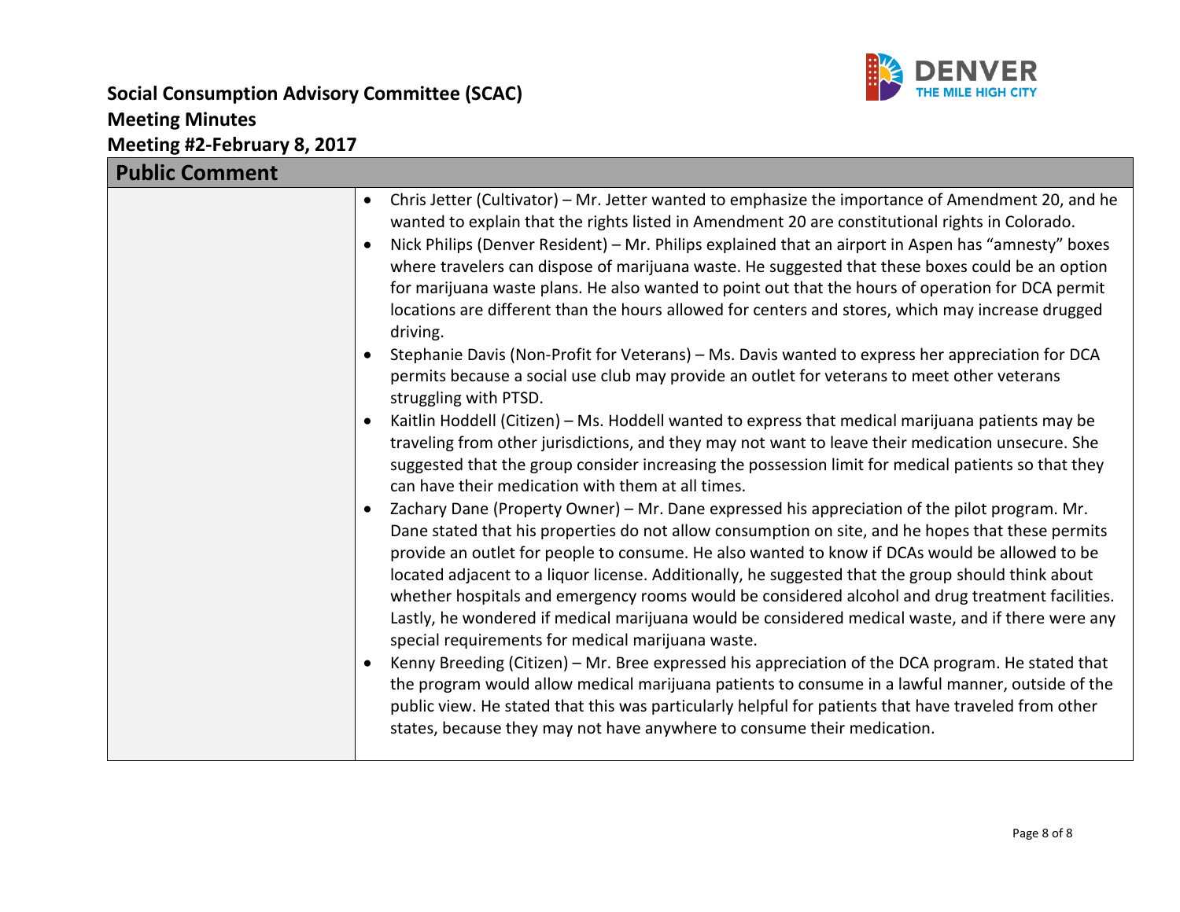**Social Consumption Advisory Committee (SCAC)**
**Meeting Minutes**
**Meeting #2-February 8, 2017**

| Public Comment | |
|---|---|
| | • Chris Jetter (Cultivator) – Mr. Jetter wanted to emphasize the importance of Amendment 20, and he wanted to explain that the rights listed in Amendment 20 are constitutional rights in Colorado.<br>• Nick Philips (Denver Resident) – Mr. Philips explained that an airport in Aspen has "amnesty" boxes where travelers can dispose of marijuana waste. He suggested that these boxes could be an option for marijuana waste plans. He also wanted to point out that the hours of operation for DCA permit locations are different than the hours allowed for centers and stores, which may increase drugged driving.<br>• Stephanie Davis (Non-Profit for Veterans) – Ms. Davis wanted to express her appreciation for DCA permits because a social use club may provide an outlet for veterans to meet other veterans struggling with PTSD.<br>• Kaitlin Hoddell (Citizen) – Ms. Hoddell wanted to express that medical marijuana patients may be traveling from other jurisdictions, and they may not want to leave their medication unsecure. She suggested that the group consider increasing the possession limit for medical patients so that they can have their medication with them at all times.<br>• Zachary Dane (Property Owner) – Mr. Dane expressed his appreciation of the pilot program. Mr. Dane stated that his properties do not allow consumption on site, and he hopes that these permits provide an outlet for people to consume. He also wanted to know if DCAs would be allowed to be located adjacent to a liquor license. Additionally, he suggested that the group should think about whether hospitals and emergency rooms would be considered alcohol and drug treatment facilities. Lastly, he wondered if medical marijuana would be considered medical waste, and if there were any special requirements for medical marijuana waste.<br>• Kenny Breeding (Citizen) – Mr. Bree expressed his appreciation of the DCA program. He stated that the program would allow medical marijuana patients to consume in a lawful manner, outside of the public view. He stated that this was particularly helpful for patients that have traveled from other states, because they may not have anywhere to consume their medication. |